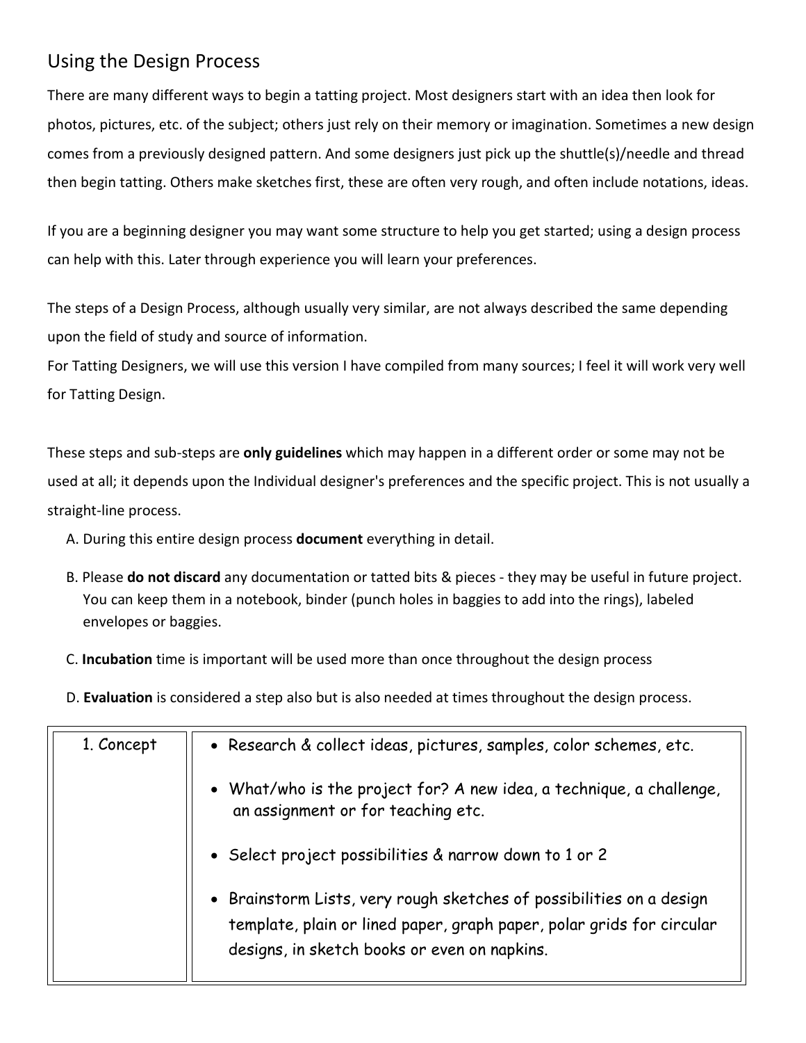## Using the Design Process

There are many different ways to begin a tatting project. Most designers start with an idea then look for photos, pictures, etc. of the subject; others just rely on their memory or imagination. Sometimes a new design comes from a previously designed pattern. And some designers just pick up the shuttle(s)/needle and thread then begin tatting. Others make sketches first, these are often very rough, and often include notations, ideas.

If you are a beginning designer you may want some structure to help you get started; using a design process can help with this. Later through experience you will learn your preferences.

The steps of a Design Process, although usually very similar, are not always described the same depending upon the field of study and source of information.
For Tatting Designers, we will use this version I have compiled from many sources; I feel it will work very well for Tatting Design.

These steps and sub-steps are **only guidelines** which may happen in a different order or some may not be used at all; it depends upon the Individual designer's preferences and the specific project. This is not usually a straight-line process.

A. During this entire design process **document** everything in detail.

B. Please **do not discard** any documentation or tatted bits & pieces - they may be useful in future project. You can keep them in a notebook, binder (punch holes in baggies to add into the rings), labeled envelopes or baggies.

C. **Incubation** time is important will be used more than once throughout the design process

D. **Evaluation** is considered a step also but is also needed at times throughout the design process.

| 1. Concept | • Research & collect ideas, pictures, samples, color schemes, etc.<br>• What/who is the project for? A new idea, a technique, a challenge, an assignment or for teaching etc.<br>• Select project possibilities & narrow down to 1 or 2<br>• Brainstorm Lists, very rough sketches of possibilities on a design template, plain or lined paper, graph paper, polar grids for circular designs, in sketch books or even on napkins. |
|---|---|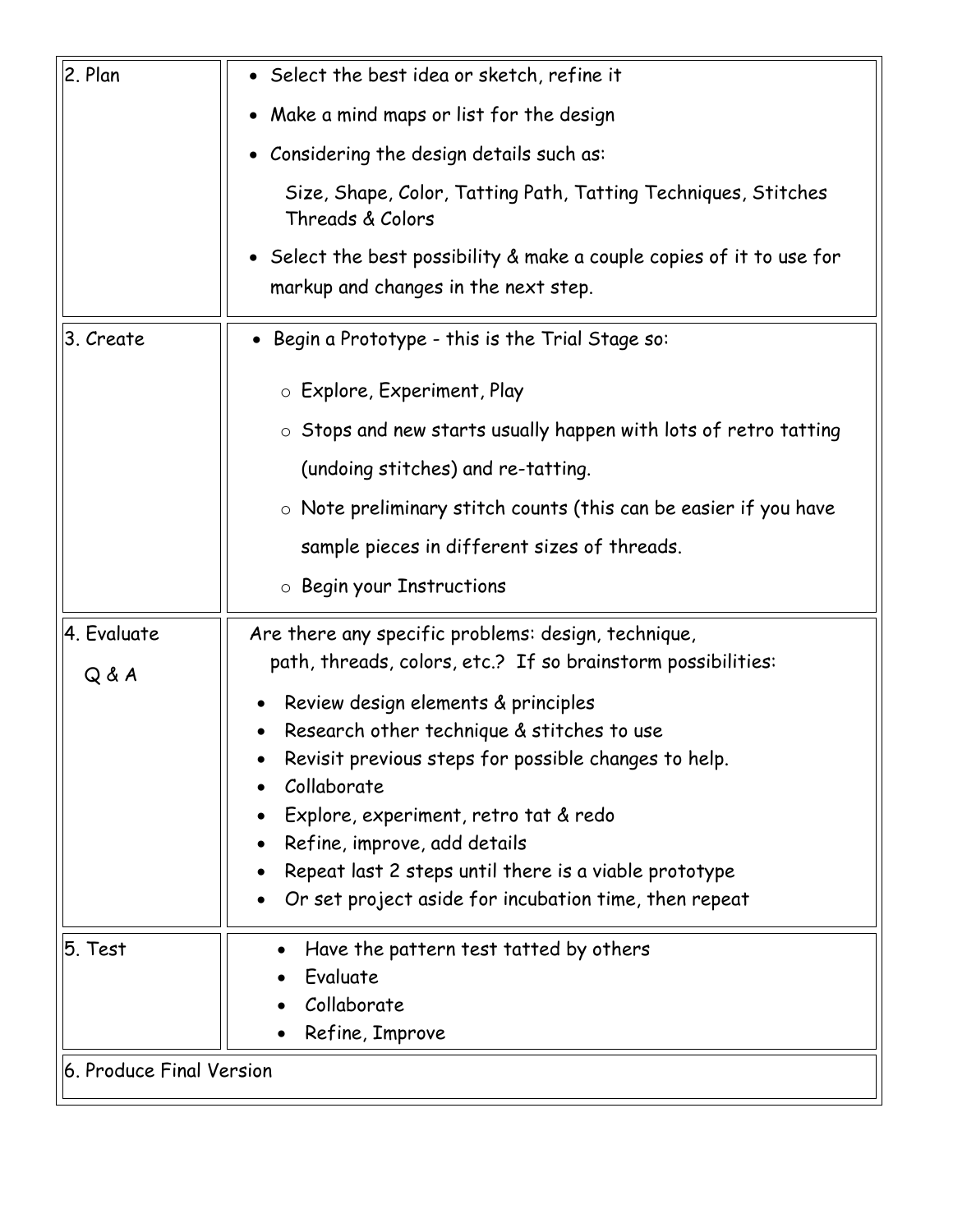| | |
|---|---|
| 2. Plan | • Select the best idea or sketch, refine it<br>• Make a mind maps or list for the design<br>• Considering the design details such as:<br>Size, Shape, Color, Tatting Path, Tatting Techniques, Stitches Threads & Colors<br>• Select the best possibility & make a couple copies of it to use for markup and changes in the next step. |
| 3. Create | • Begin a Prototype - this is the Trial Stage so:<br>○ Explore, Experiment, Play<br>○ Stops and new starts usually happen with lots of retro tatting (undoing stitches) and re-tatting.<br>○ Note preliminary stitch counts (this can be easier if you have sample pieces in different sizes of threads.<br>○ Begin your Instructions |
| 4. Evaluate<br>Q & A | Are there any specific problems: design, technique, path, threads, colors, etc.? If so brainstorm possibilities:<br>• Review design elements & principles<br>• Research other technique & stitches to use<br>• Revisit previous steps for possible changes to help.<br>• Collaborate<br>• Explore, experiment, retro tat & redo<br>• Refine, improve, add details<br>• Repeat last 2 steps until there is a viable prototype<br>• Or set project aside for incubation time, then repeat |
| 5. Test | • Have the pattern test tatted by others<br>• Evaluate<br>• Collaborate<br>• Refine, Improve |
| 6. Produce Final Version | |